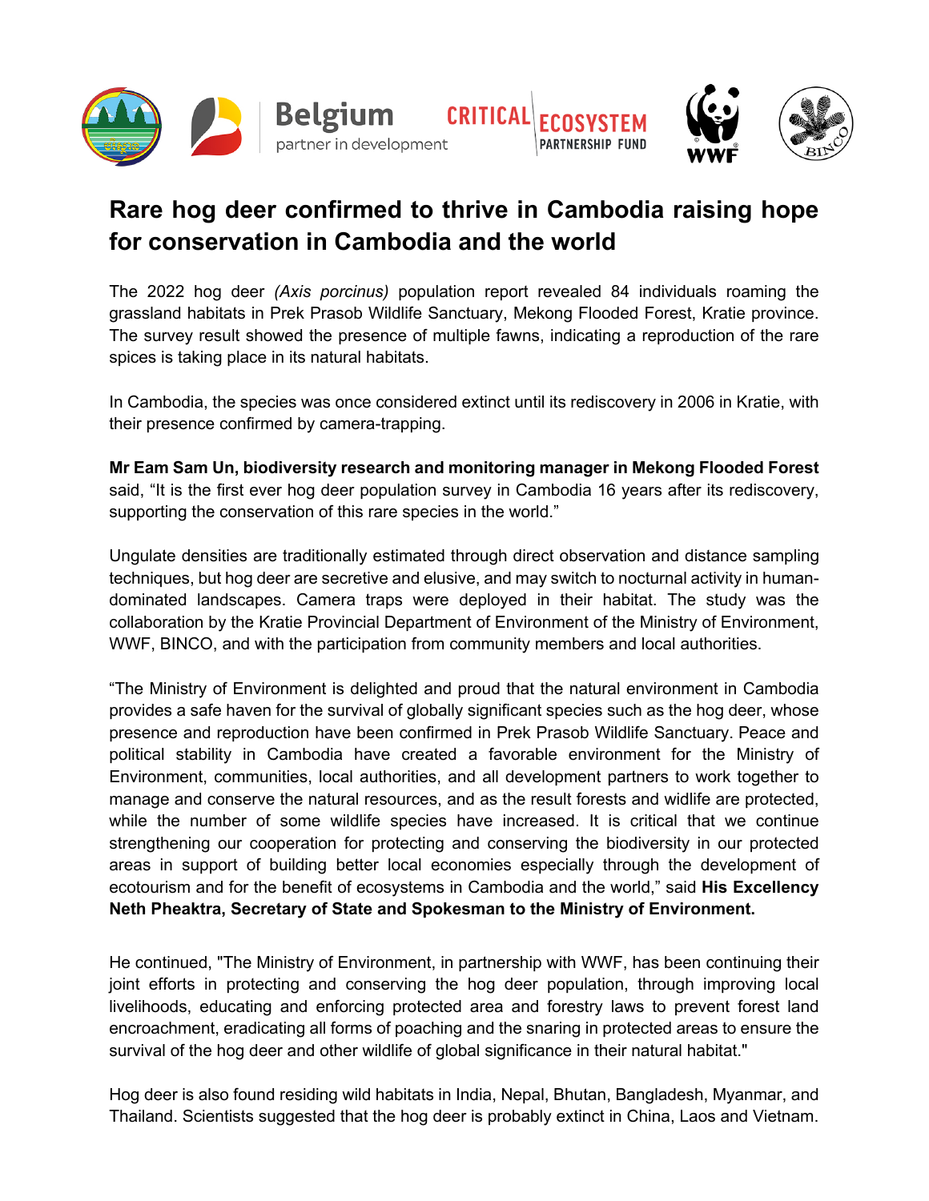# Rare hog deer confirmed to thrive in Cambodia raising hope for conservation in Cambodia and the world

The 2022 hog deer *(Axis porcinus)* population report revealed 84 individuals roaming the grassland habitats in Prek Prasob Wildlife Sanctuary, Mekong Flooded Forest, Kratie province. The survey result showed the presence of multiple fawns, indicating a reproduction of the rare spices is taking place in its natural habitats.

In Cambodia, the species was once considered extinct until its rediscovery in 2006 in Kratie, with their presence confirmed by camera-trapping.

**Mr Eam Sam Un, biodiversity research and monitoring manager in Mekong Flooded Forest** said, "It is the first ever hog deer population survey in Cambodia 16 years after its rediscovery, supporting the conservation of this rare species in the world."

Ungulate densities are traditionally estimated through direct observation and distance sampling techniques, but hog deer are secretive and elusive, and may switch to nocturnal activity in human-dominated landscapes. Camera traps were deployed in their habitat. The study was the collaboration by the Kratie Provincial Department of Environment of the Ministry of Environment, WWF, BINCO, and with the participation from community members and local authorities.

"The Ministry of Environment is delighted and proud that the natural environment in Cambodia provides a safe haven for the survival of globally significant species such as the hog deer, whose presence and reproduction have been confirmed in Prek Prasob Wildlife Sanctuary. Peace and political stability in Cambodia have created a favorable environment for the Ministry of Environment, communities, local authorities, and all development partners to work together to manage and conserve the natural resources, and as the result forests and widlife are protected, while the number of some wildlife species have increased. It is critical that we continue strengthening our cooperation for protecting and conserving the biodiversity in our protected areas in support of building better local economies especially through the development of ecotourism and for the benefit of ecosystems in Cambodia and the world," said **His Excellency Neth Pheaktra, Secretary of State and Spokesman to the Ministry of Environment.**

He continued, "The Ministry of Environment, in partnership with WWF, has been continuing their joint efforts in protecting and conserving the hog deer population, through improving local livelihoods, educating and enforcing protected area and forestry laws to prevent forest land encroachment, eradicating all forms of poaching and the snaring in protected areas to ensure the survival of the hog deer and other wildlife of global significance in their natural habitat."

Hog deer is also found residing wild habitats in India, Nepal, Bhutan, Bangladesh, Myanmar, and Thailand. Scientists suggested that the hog deer is probably extinct in China, Laos and Vietnam.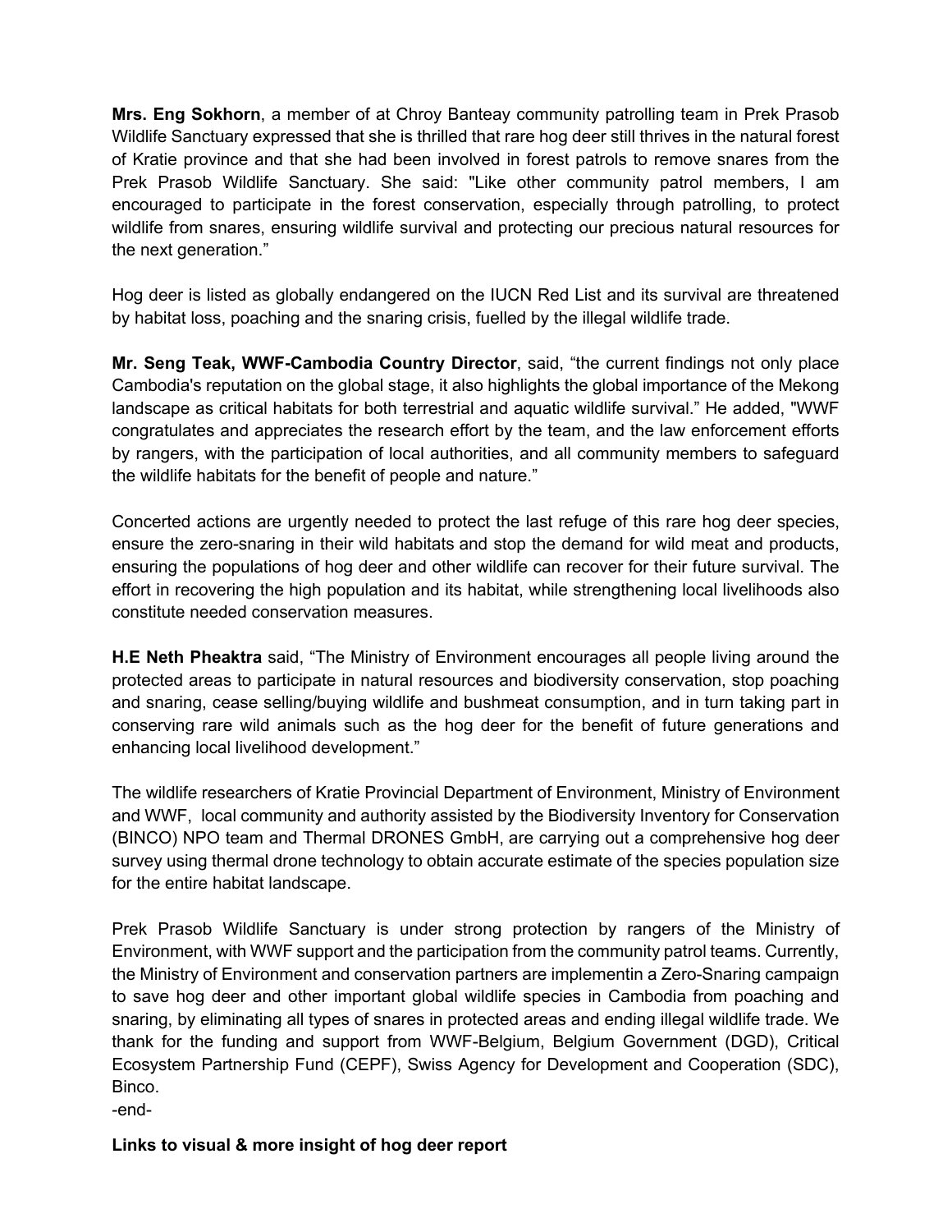**Mrs. Eng Sokhorn**, a member of at Chroy Banteay community patrolling team in Prek Prasob Wildlife Sanctuary expressed that she is thrilled that rare hog deer still thrives in the natural forest of Kratie province and that she had been involved in forest patrols to remove snares from the Prek Prasob Wildlife Sanctuary. She said: "Like other community patrol members, I am encouraged to participate in the forest conservation, especially through patrolling, to protect wildlife from snares, ensuring wildlife survival and protecting our precious natural resources for the next generation."

Hog deer is listed as globally endangered on the IUCN Red List and its survival are threatened by habitat loss, poaching and the snaring crisis, fuelled by the illegal wildlife trade.

**Mr. Seng Teak, WWF-Cambodia Country Director**, said, "the current findings not only place Cambodia's reputation on the global stage, it also highlights the global importance of the Mekong landscape as critical habitats for both terrestrial and aquatic wildlife survival." He added, "WWF congratulates and appreciates the research effort by the team, and the law enforcement efforts by rangers, with the participation of local authorities, and all community members to safeguard the wildlife habitats for the benefit of people and nature."

Concerted actions are urgently needed to protect the last refuge of this rare hog deer species, ensure the zero-snaring in their wild habitats and stop the demand for wild meat and products, ensuring the populations of hog deer and other wildlife can recover for their future survival. The effort in recovering the high population and its habitat, while strengthening local livelihoods also constitute needed conservation measures.

**H.E Neth Pheaktra** said, "The Ministry of Environment encourages all people living around the protected areas to participate in natural resources and biodiversity conservation, stop poaching and snaring, cease selling/buying wildlife and bushmeat consumption, and in turn taking part in conserving rare wild animals such as the hog deer for the benefit of future generations and enhancing local livelihood development."

The wildlife researchers of Kratie Provincial Department of Environment, Ministry of Environment and WWF, local community and authority assisted by the Biodiversity Inventory for Conservation (BINCO) NPO team and Thermal DRONES GmbH, are carrying out a comprehensive hog deer survey using thermal drone technology to obtain accurate estimate of the species population size for the entire habitat landscape.

Prek Prasob Wildlife Sanctuary is under strong protection by rangers of the Ministry of Environment, with WWF support and the participation from the community patrol teams. Currently, the Ministry of Environment and conservation partners are implementin a Zero-Snaring campaign to save hog deer and other important global wildlife species in Cambodia from poaching and snaring, by eliminating all types of snares in protected areas and ending illegal wildlife trade. We thank for the funding and support from WWF-Belgium, Belgium Government (DGD), Critical Ecosystem Partnership Fund (CEPF), Swiss Agency for Development and Cooperation (SDC), Binco.

-end-

**Links to visual & more insight of hog deer report**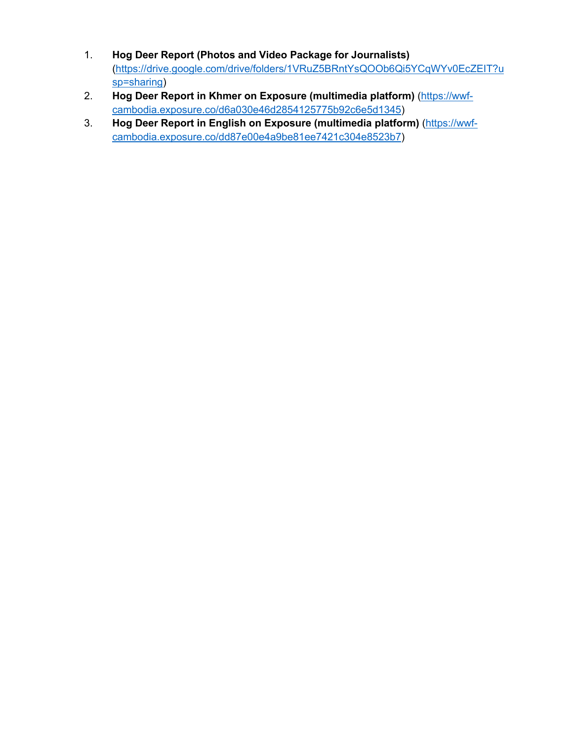1. **Hog Deer Report (Photos and Video Package for Journalists)** (https://drive.google.com/drive/folders/1VRuZ5BRntYsQOOb6Qi5YCqWYv0EcZEIT?usp=sharing)
2. **Hog Deer Report in Khmer on Exposure (multimedia platform)** (https://wwf-cambodia.exposure.co/d6a030e46d2854125775b92c6e5d1345)
3. **Hog Deer Report in English on Exposure (multimedia platform)** (https://wwf-cambodia.exposure.co/dd87e00e4a9be81ee7421c304e8523b7)